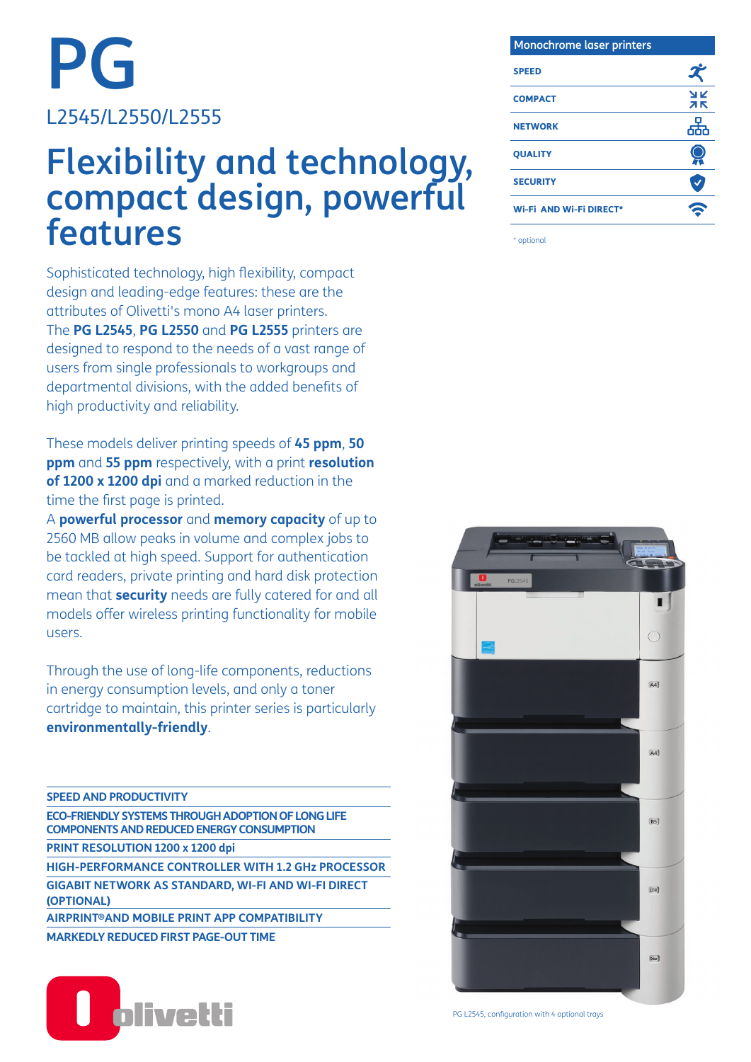# PG

L2545/L2550/L2555

## Flexibility and technology, compact design, powerful features

Sophisticated technology, high flexibility, compact design and leading-edge features: these are the attributes of Olivetti's mono A4 laser printers. The **PG L2545**, **PG L2550** and **PG L2555** printers are designed to respond to the needs of a vast range of users from single professionals to workgroups and departmental divisions, with the added benefits of high productivity and reliability.

These models deliver printing speeds of **45 ppm**, **50 ppm** and **55 ppm** respectively, with a print **resolution of 1200 x 1200 dpi** and a marked reduction in the time the first page is printed.
A **powerful processor** and **memory capacity** of up to 2560 MB allow peaks in volume and complex jobs to be tackled at high speed. Support for authentication card readers, private printing and hard disk protection mean that **security** needs are fully catered for and all models offer wireless printing functionality for mobile users.

Through the use of long-life components, reductions in energy consumption levels, and only a toner cartridge to maintain, this printer series is particularly **environmentally-friendly**.

- SPEED AND PRODUCTIVITY
- ECO-FRIENDLY SYSTEMS THROUGH ADOPTION OF LONG LIFE COMPONENTS AND REDUCED ENERGY CONSUMPTION
- PRINT RESOLUTION 1200 x 1200 dpi
- HIGH-PERFORMANCE CONTROLLER WITH 1.2 GHz PROCESSOR
- GIGABIT NETWORK AS STANDARD, WI-FI AND WI-FI DIRECT (OPTIONAL)
- AIRPRINT® AND MOBILE PRINT APP COMPATIBILITY
- MARKEDLY REDUCED FIRST PAGE-OUT TIME

| Monochrome laser printers |
|---|
| SPEED |
| COMPACT |
| NETWORK |
| QUALITY |
| SECURITY |
| Wi-Fi AND Wi-Fi DIRECT* |

\* optional

PG L2545, configuration with 4 optional trays

olivetti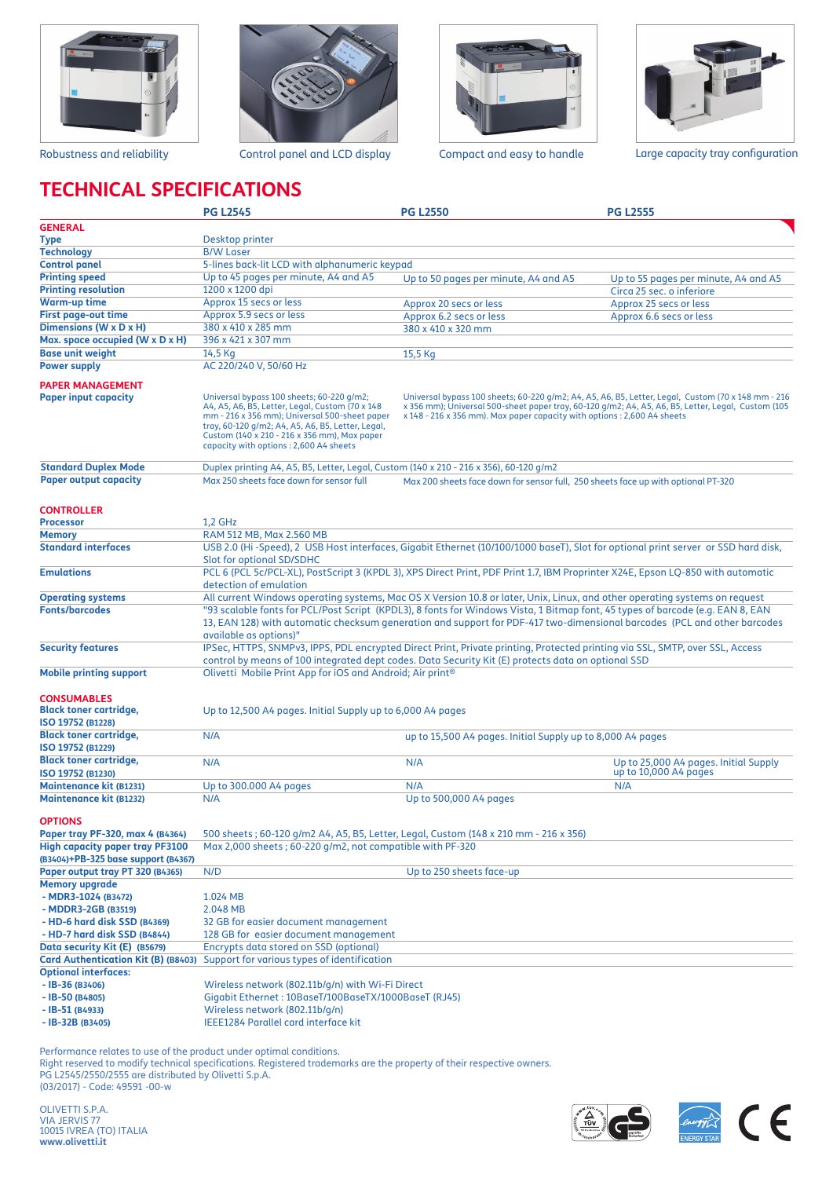Robustness and reliability

Control panel and LCD display

Compact and easy to handle

Large capacity tray configuration

# TECHNICAL SPECIFICATIONS

| | PG L2545 | PG L2550 | PG L2555 |
|---|---|---|---|
| **GENERAL** | | | |
| **Type** | Desktop printer | | |
| **Technology** | B/W Laser | | |
| **Control panel** | 5-lines back-lit LCD with alphanumeric keypad | | |
| **Printing speed** | Up to 45 pages per minute, A4 and A5 | Up to 50 pages per minute, A4 and A5 | Up to 55 pages per minute, A4 and A5 |
| **Printing resolution** | 1200 x 1200 dpi | | Circa 25 sec. o inferiore |
| **Warm-up time** | Approx 15 secs or less | Approx 20 secs or less | Approx 25 secs or less |
| **First page-out time** | Approx 5.9 secs or less | Approx 6.2 secs or less | Approx 6.6 secs or less |
| **Dimensions (W x D x H)** | 380 x 410 x 285 mm | 380 x 410 x 320 mm | |
| **Max. space occupied (W x D x H)** | 396 x 421 x 307 mm | | |
| **Base unit weight** | 14,5 Kg | 15,5 Kg | |
| **Power supply** | AC 220/240 V, 50/60 Hz | | |
| **PAPER MANAGEMENT** | | | |
| **Paper input capacity** | Universal bypass 100 sheets; 60-220 g/m2; A4, A5, A6, B5, Letter, Legal, Custom (70 x 148 mm - 216 x 356 mm); Universal 500-sheet paper tray, 60-120 g/m2; A4, A5, A6, B5, Letter, Legal, Custom (140 x 210 - 216 x 356 mm), Max paper capacity with options : 2,600 A4 sheets | Universal bypass 100 sheets; 60-220 g/m2; A4, A5, A6, B5, Letter, Legal, Custom (70 x 148 mm - 216 x 356 mm); Universal 500-sheet paper tray, 60-120 g/m2; A4, A5, A6, B5, Letter, Legal, Custom (105 x 148 - 216 x 356 mm). Max paper capacity with options : 2,600 A4 sheets | |
| **Standard Duplex Mode** | Duplex printing A4, A5, B5, Letter, Legal, Custom (140 x 210 - 216 x 356), 60-120 g/m2 | | |
| **Paper output capacity** | Max 250 sheets face down for sensor full | Max 200 sheets face down for sensor full, 250 sheets face up with optional PT-320 | |
| **CONTROLLER** | | | |
| **Processor** | 1,2 GHz | | |
| **Memory** | RAM 512 MB, Max 2.560 MB | | |
| **Standard interfaces** | USB 2.0 (Hi -Speed), 2 USB Host interfaces, Gigabit Ethernet (10/100/1000 baseT), Slot for optional print server or SSD hard disk, Slot for optional SD/SDHC | | |
| **Emulations** | PCL 6 (PCL 5c/PCL-XL), PostScript 3 (KPDL 3), XPS Direct Print, PDF Print 1.7, IBM Proprinter X24E, Epson LQ-850 with automatic detection of emulation | | |
| **Operating systems** | All current Windows operating systems, Mac OS X Version 10.8 or later, Unix, Linux, and other operating systems on request | | |
| **Fonts/barcodes** | "93 scalable fonts for PCL/Post Script (KPDL3), 8 fonts for Windows Vista, 1 Bitmap font, 45 types of barcode (e.g. EAN 8, EAN 13, EAN 128) with automatic checksum generation and support for PDF-417 two-dimensional barcodes (PCL and other barcodes available as options)" | | |
| **Security features** | IPSec, HTTPS, SNMPv3, IPPS, PDL encrypted Direct Print, Private printing, Protected printing via SSL, SMTP, over SSL, Access control by means of 100 integrated dept codes. Data Security Kit (E) protects data on optional SSD | | |
| **Mobile printing support** | Olivetti Mobile Print App for iOS and Android; Air print® | | |
| **CONSUMABLES** | | | |
| **Black toner cartridge, ISO 19752 (B1228)** | Up to 12,500 A4 pages. Initial Supply up to 6,000 A4 pages | | |
| **Black toner cartridge, ISO 19752 (B1229)** | N/A | up to 15,500 A4 pages. Initial Supply up to 8,000 A4 pages | |
| **Black toner cartridge, ISO 19752 (B1230)** | N/A | N/A | Up to 25,000 A4 pages. Initial Supply up to 10,000 A4 pages |
| **Maintenance kit (B1231)** | Up to 300.000 A4 pages | N/A | N/A |
| **Maintenance kit (B1232)** | N/A | Up to 500,000 A4 pages | |
| **OPTIONS** | | | |
| **Paper tray PF-320, max 4 (B4364)** | 500 sheets ; 60-120 g/m2 A4, A5, B5, Letter, Legal, Custom (148 x 210 mm - 216 x 356) | | |
| **High capacity paper tray PF3100 (B3404)+PB-325 base support (B4367)** | Max 2,000 sheets ; 60-220 g/m2, not compatible with PF-320 | | |
| **Paper output tray PT 320 (B4365)** | N/D | Up to 250 sheets face-up | |
| **Memory upgrade** | | | |
| **- MDR3-1024 (B3472)** | 1.024 MB | | |
| **- MDDR3-2GB (B3519)** | 2.048 MB | | |
| **- HD-6 hard disk SSD (B4369)** | 32 GB for easier document management | | |
| **- HD-7 hard disk SSD (B4844)** | 128 GB for easier document management | | |
| **Data security Kit (E) (B5679)** | Encrypts data stored on SSD (optional) | | |
| **Card Authentication Kit (B) (B8403)** | Support for various types of identification | | |
| **Optional interfaces:** | | | |
| **- IB-36 (B3406)** | Wireless network (802.11b/g/n) with Wi-Fi Direct | | |
| **- IB-50 (B4805)** | Gigabit Ethernet : 10BaseT/100BaseTX/1000BaseT (RJ45) | | |
| **- IB-51 (B4933)** | Wireless network (802.11b/g/n) | | |
| **- IB-32B (B3405)** | IEEE1284 Parallel card interface kit | | |

Performance relates to use of the product under optimal conditions.
Right reserved to modify technical specifications. Registered trademarks are the property of their respective owners.
PG L2545/2550/2555 are distributed by Olivetti S.p.A.
(03/2017) - Code: 49591 -00-w

OLIVETTI S.P.A.
VIA JERVIS 77
10015 IVREA (TO) ITALIA
**www.olivetti.it**